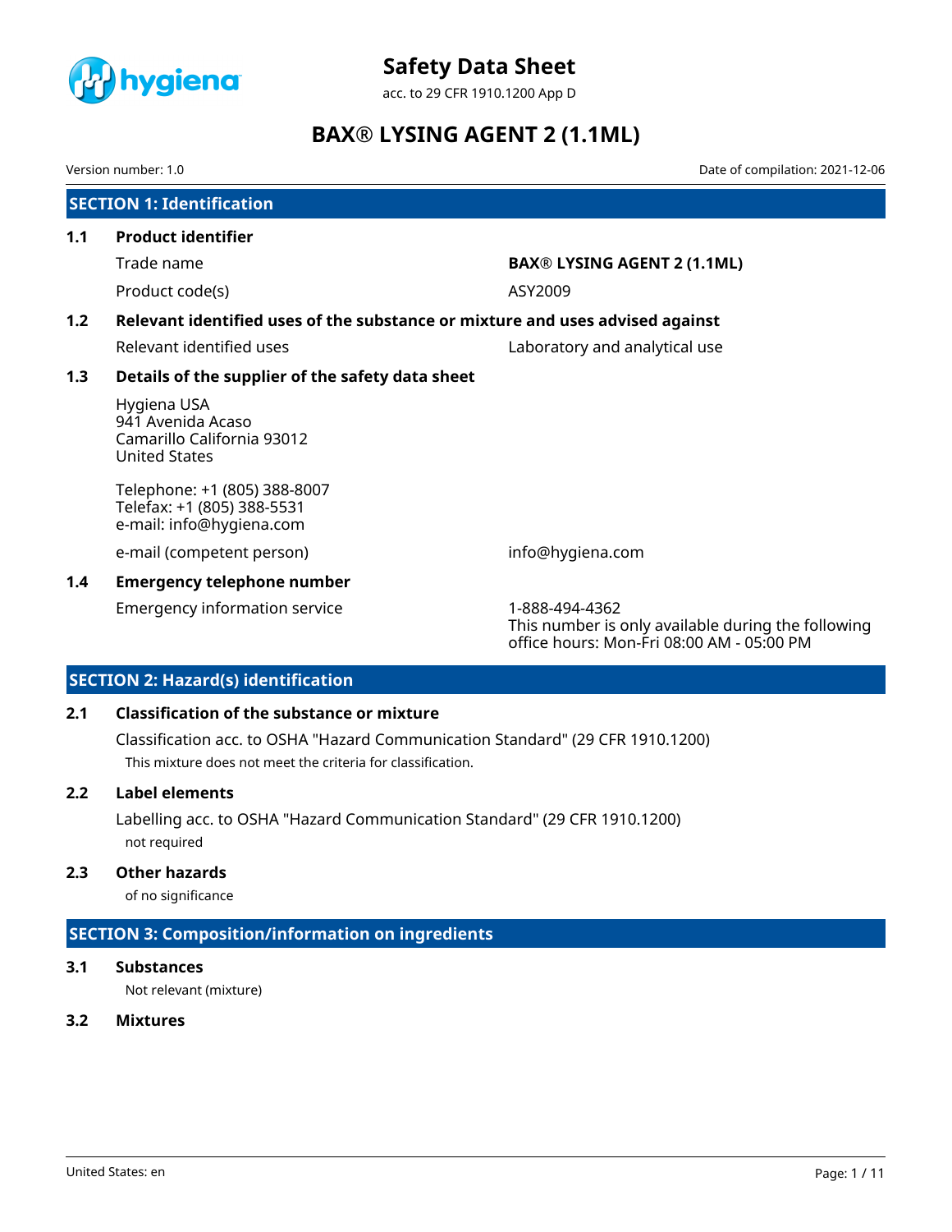# Safety Data Sheet

acc. to 29 CFR 1910.1200 App D

# BAX® LYSING AGENT 2 (1.1ML)

Version number: 1.0

Date of compilation: 2021-12-06

## SECTION 1: Identification

### 1.1 Product identifier

| | |
|---|---|
| Trade name | **BAX® LYSING AGENT 2 (1.1ML)** |
| Product code(s) | ASY2009 |

### 1.2 Relevant identified uses of the substance or mixture and uses advised against

| | |
|---|---|
| Relevant identified uses | Laboratory and analytical use |

### 1.3 Details of the supplier of the safety data sheet

Hygiena USA
941 Avenida Acaso
Camarillo California 93012
United States

Telephone: +1 (805) 388-8007
Telefax: +1 (805) 388-5531
e-mail: info@hygiena.com

| | |
|---|---|
| e-mail (competent person) | info@hygiena.com |

### 1.4 Emergency telephone number

| | |
|---|---|
| Emergency information service | 1-888-494-4362<br>This number is only available during the following office hours: Mon-Fri 08:00 AM - 05:00 PM |

## SECTION 2: Hazard(s) identification

### 2.1 Classification of the substance or mixture

Classification acc. to OSHA "Hazard Communication Standard" (29 CFR 1910.1200)

This mixture does not meet the criteria for classification.

### 2.2 Label elements

Labelling acc. to OSHA "Hazard Communication Standard" (29 CFR 1910.1200)

not required

### 2.3 Other hazards

of no significance

## SECTION 3: Composition/information on ingredients

### 3.1 Substances

Not relevant (mixture)

### 3.2 Mixtures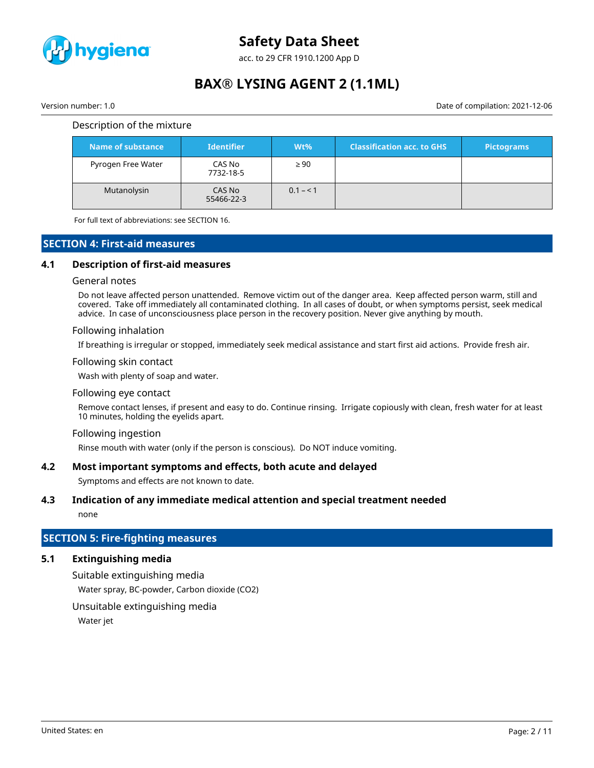Description of the mixture

| Name of substance | Identifier | Wt% | Classification acc. to GHS | Pictograms |
| --- | --- | --- | --- | --- |
| Pyrogen Free Water | CAS No 7732-18-5 | ≥ 90 | | |
| Mutanolysin | CAS No 55466-22-3 | 0.1 – < 1 | | |

For full text of abbreviations: see SECTION 16.

## SECTION 4: First-aid measures

### 4.1 Description of first-aid measures

General notes

Do not leave affected person unattended. Remove victim out of the danger area. Keep affected person warm, still and covered. Take off immediately all contaminated clothing. In all cases of doubt, or when symptoms persist, seek medical advice. In case of unconsciousness place person in the recovery position. Never give anything by mouth.

Following inhalation

If breathing is irregular or stopped, immediately seek medical assistance and start first aid actions. Provide fresh air.

Following skin contact

Wash with plenty of soap and water.

Following eye contact

Remove contact lenses, if present and easy to do. Continue rinsing. Irrigate copiously with clean, fresh water for at least 10 minutes, holding the eyelids apart.

Following ingestion

Rinse mouth with water (only if the person is conscious). Do NOT induce vomiting.

### 4.2 Most important symptoms and effects, both acute and delayed

Symptoms and effects are not known to date.

### 4.3 Indication of any immediate medical attention and special treatment needed

none

## SECTION 5: Fire-fighting measures

### 5.1 Extinguishing media

Suitable extinguishing media

Water spray, BC-powder, Carbon dioxide ($CO_2$)

Unsuitable extinguishing media

Water jet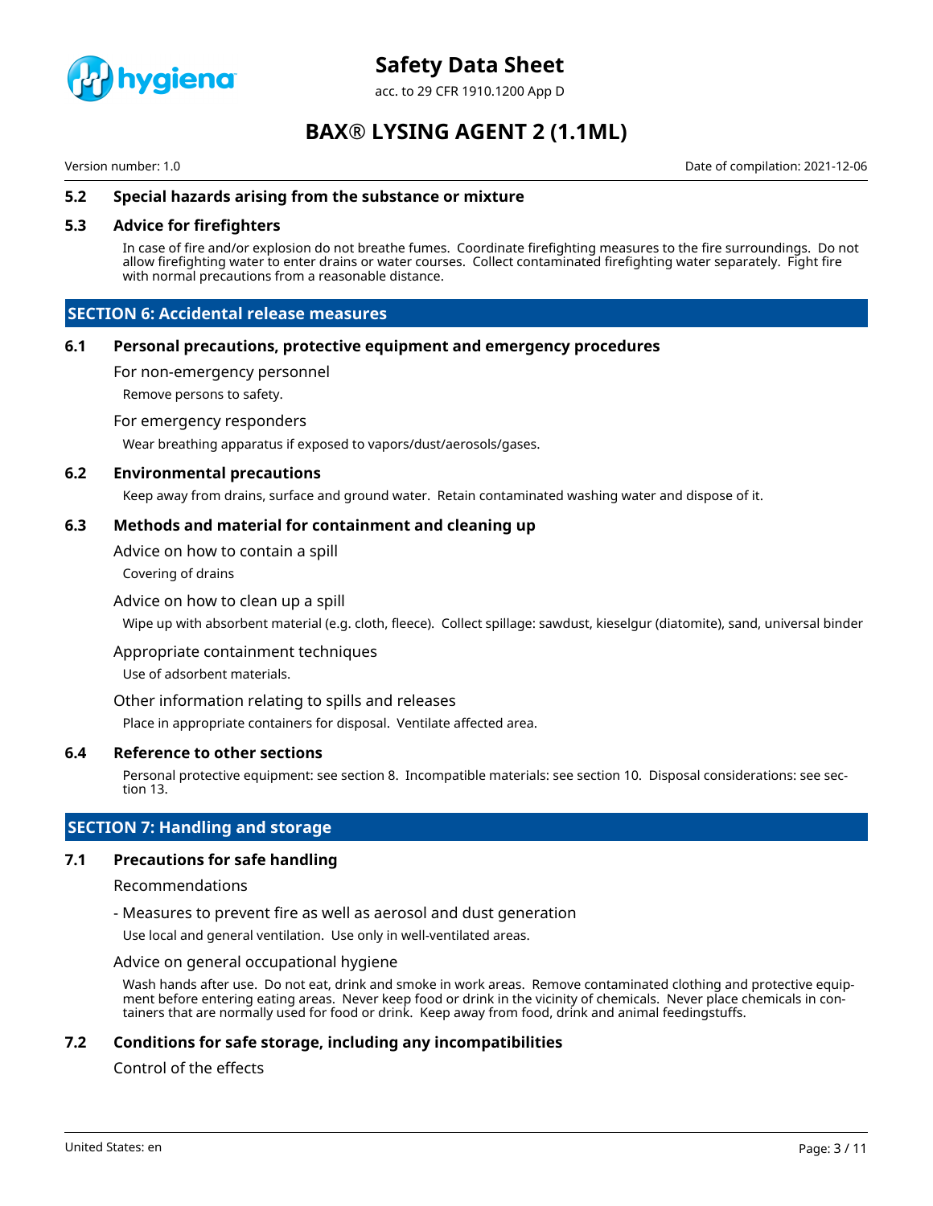### 5.2 Special hazards arising from the substance or mixture

### 5.3 Advice for firefighters

In case of fire and/or explosion do not breathe fumes. Coordinate firefighting measures to the fire surroundings. Do not allow firefighting water to enter drains or water courses. Collect contaminated firefighting water separately. Fight fire with normal precautions from a reasonable distance.

## SECTION 6: Accidental release measures

### 6.1 Personal precautions, protective equipment and emergency procedures

For non-emergency personnel

Remove persons to safety.

For emergency responders

Wear breathing apparatus if exposed to vapors/dust/aerosols/gases.

### 6.2 Environmental precautions

Keep away from drains, surface and ground water. Retain contaminated washing water and dispose of it.

### 6.3 Methods and material for containment and cleaning up

Advice on how to contain a spill

Covering of drains

Advice on how to clean up a spill

Wipe up with absorbent material (e.g. cloth, fleece). Collect spillage: sawdust, kieselgur (diatomite), sand, universal binder

Appropriate containment techniques

Use of adsorbent materials.

Other information relating to spills and releases

Place in appropriate containers for disposal. Ventilate affected area.

### 6.4 Reference to other sections

Personal protective equipment: see section 8. Incompatible materials: see section 10. Disposal considerations: see section 13.

## SECTION 7: Handling and storage

### 7.1 Precautions for safe handling

Recommendations

- Measures to prevent fire as well as aerosol and dust generation

Use local and general ventilation. Use only in well-ventilated areas.

Advice on general occupational hygiene

Wash hands after use. Do not eat, drink and smoke in work areas. Remove contaminated clothing and protective equipment before entering eating areas. Never keep food or drink in the vicinity of chemicals. Never place chemicals in containers that are normally used for food or drink. Keep away from food, drink and animal feedingstuffs.

### 7.2 Conditions for safe storage, including any incompatibilities

Control of the effects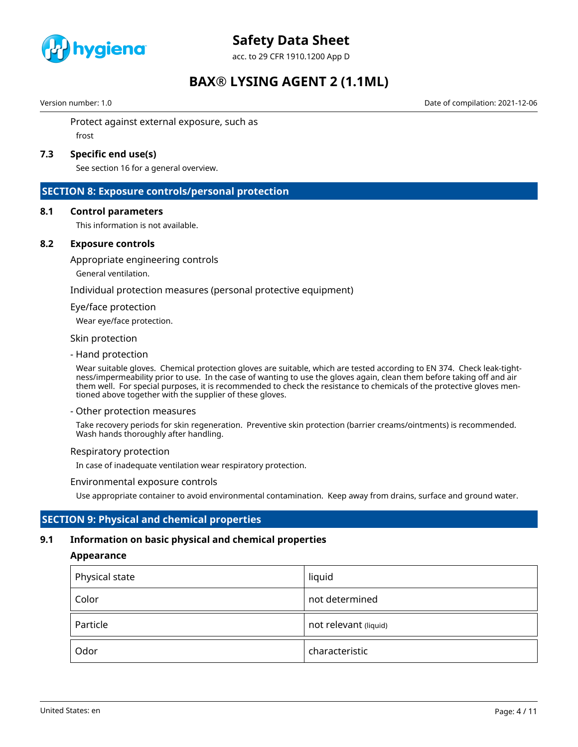Protect against external exposure, such as

frost

### 7.3 Specific end use(s)

See section 16 for a general overview.

## SECTION 8: Exposure controls/personal protection

### 8.1 Control parameters

This information is not available.

### 8.2 Exposure controls

Appropriate engineering controls

General ventilation.

Individual protection measures (personal protective equipment)

Eye/face protection

Wear eye/face protection.

Skin protection

- Hand protection

Wear suitable gloves. Chemical protection gloves are suitable, which are tested according to EN 374. Check leak-tightness/impermeability prior to use. In the case of wanting to use the gloves again, clean them before taking off and air them well. For special purposes, it is recommended to check the resistance to chemicals of the protective gloves mentioned above together with the supplier of these gloves.

- Other protection measures

Take recovery periods for skin regeneration. Preventive skin protection (barrier creams/ointments) is recommended. Wash hands thoroughly after handling.

Respiratory protection

In case of inadequate ventilation wear respiratory protection.

Environmental exposure controls

Use appropriate container to avoid environmental contamination. Keep away from drains, surface and ground water.

## SECTION 9: Physical and chemical properties

### 9.1 Information on basic physical and chemical properties

**Appearance**

| | |
|---|---|
| Physical state | liquid |
| Color | not determined |
| Particle | not relevant (liquid) |
| Odor | characteristic |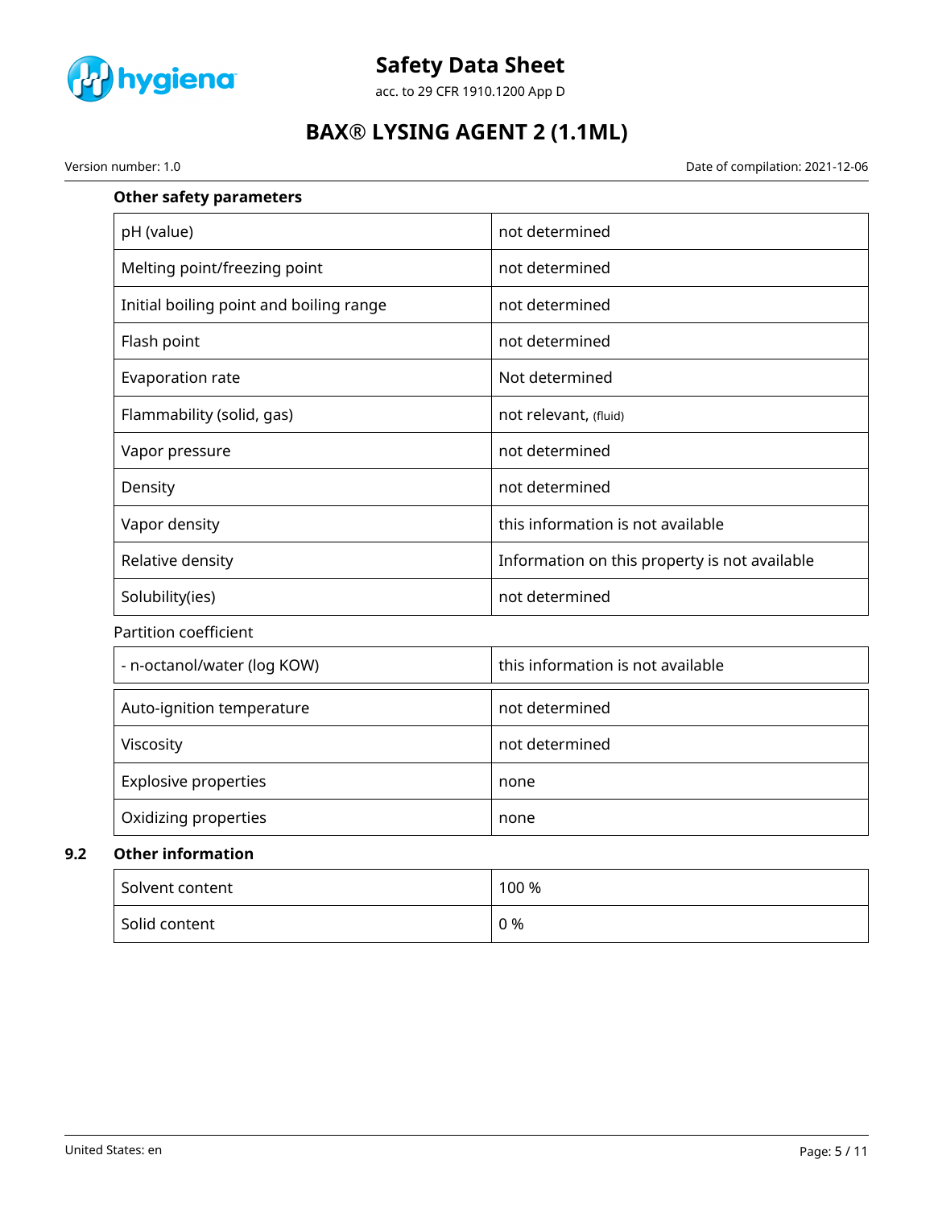**Other safety parameters**

| pH (value) | not determined |
|---|---|
| Melting point/freezing point | not determined |
| Initial boiling point and boiling range | not determined |
| Flash point | not determined |
| Evaporation rate | Not determined |
| Flammability (solid, gas) | not relevant, (fluid) |
| Vapor pressure | not determined |
| Density | not determined |
| Vapor density | this information is not available |
| Relative density | Information on this property is not available |
| Solubility(ies) | not determined |

Partition coefficient

| - n-octanol/water (log KOW) | this information is not available |
|---|---|

| Auto-ignition temperature | not determined |
|---|---|
| Viscosity | not determined |
| Explosive properties | none |
| Oxidizing properties | none |

## 9.2 Other information

| Solvent content | 100 % |
|---|---|
| Solid content | 0 % |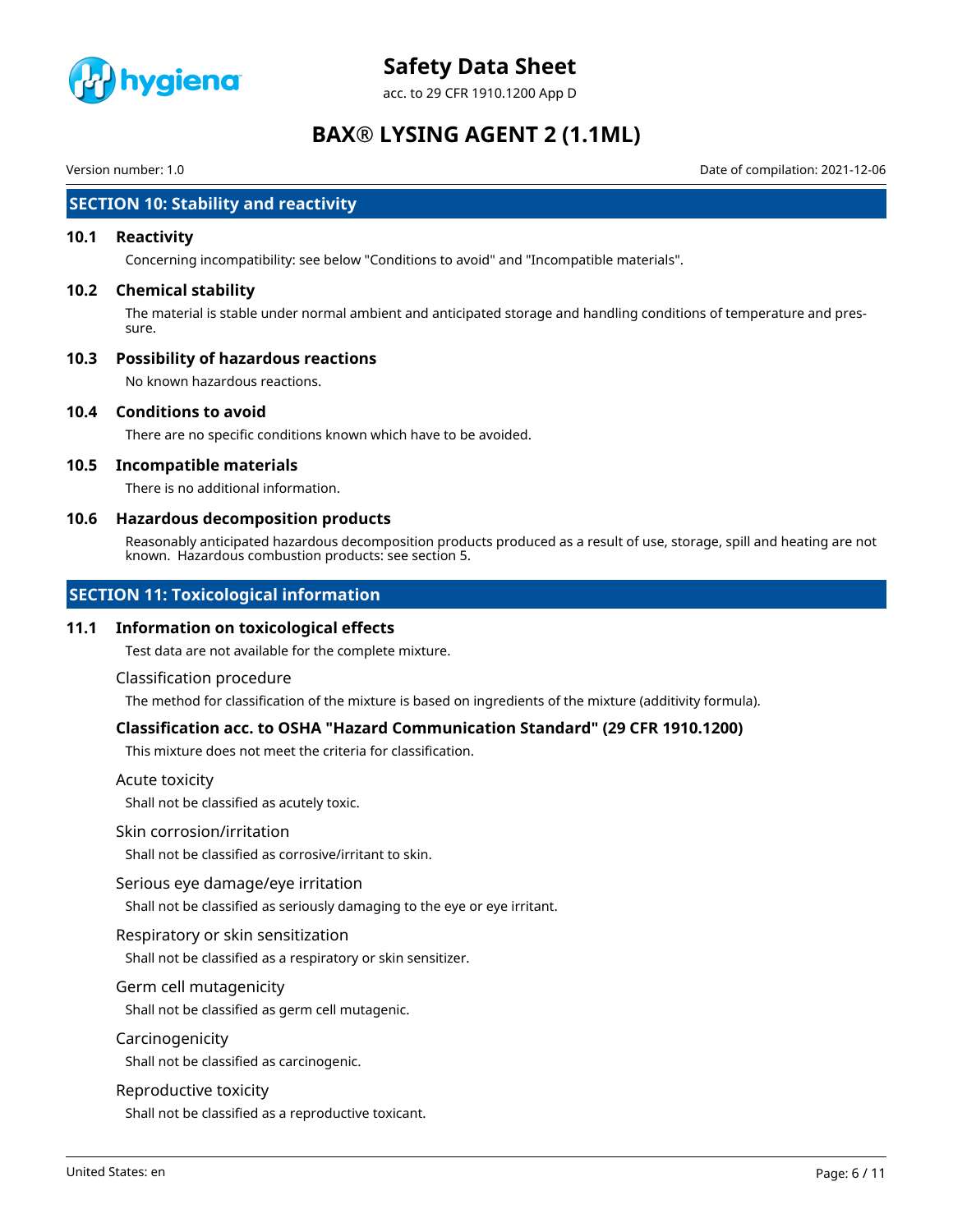## SECTION 10: Stability and reactivity

### 10.1 Reactivity

Concerning incompatibility: see below "Conditions to avoid" and "Incompatible materials".

### 10.2 Chemical stability

The material is stable under normal ambient and anticipated storage and handling conditions of temperature and pressure.

### 10.3 Possibility of hazardous reactions

No known hazardous reactions.

### 10.4 Conditions to avoid

There are no specific conditions known which have to be avoided.

### 10.5 Incompatible materials

There is no additional information.

### 10.6 Hazardous decomposition products

Reasonably anticipated hazardous decomposition products produced as a result of use, storage, spill and heating are not known. Hazardous combustion products: see section 5.

## SECTION 11: Toxicological information

### 11.1 Information on toxicological effects

Test data are not available for the complete mixture.

Classification procedure

The method for classification of the mixture is based on ingredients of the mixture (additivity formula).

**Classification acc. to OSHA "Hazard Communication Standard" (29 CFR 1910.1200)**

This mixture does not meet the criteria for classification.

Acute toxicity

Shall not be classified as acutely toxic.

Skin corrosion/irritation

Shall not be classified as corrosive/irritant to skin.

Serious eye damage/eye irritation

Shall not be classified as seriously damaging to the eye or eye irritant.

Respiratory or skin sensitization

Shall not be classified as a respiratory or skin sensitizer.

Germ cell mutagenicity

Shall not be classified as germ cell mutagenic.

Carcinogenicity

Shall not be classified as carcinogenic.

Reproductive toxicity

Shall not be classified as a reproductive toxicant.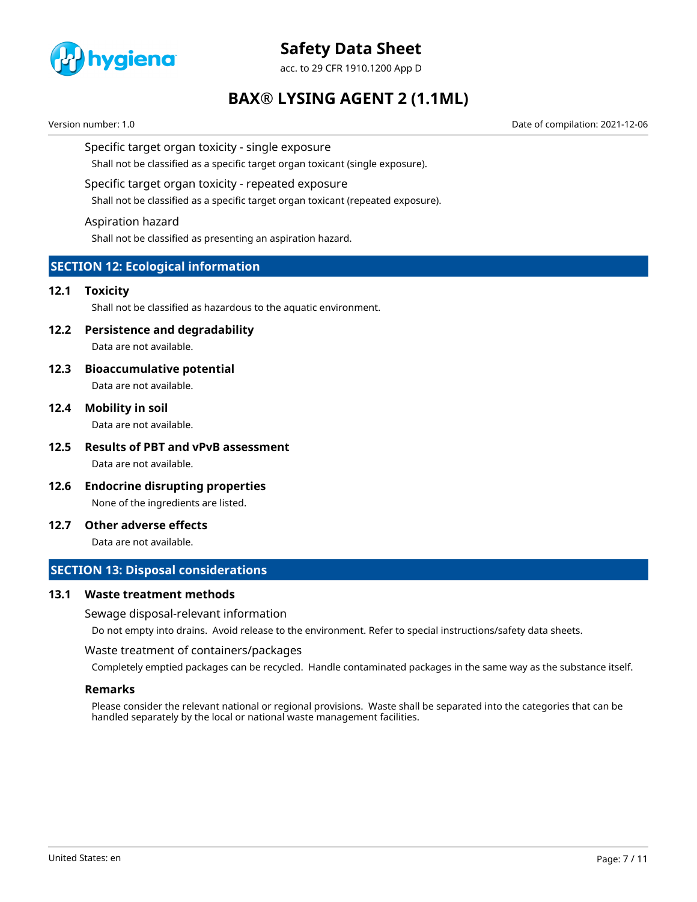Specific target organ toxicity - single exposure

Shall not be classified as a specific target organ toxicant (single exposure).

Specific target organ toxicity - repeated exposure

Shall not be classified as a specific target organ toxicant (repeated exposure).

Aspiration hazard

Shall not be classified as presenting an aspiration hazard.

## SECTION 12: Ecological information

### 12.1 Toxicity

Shall not be classified as hazardous to the aquatic environment.

### 12.2 Persistence and degradability

Data are not available.

### 12.3 Bioaccumulative potential

Data are not available.

### 12.4 Mobility in soil

Data are not available.

### 12.5 Results of PBT and vPvB assessment

Data are not available.

### 12.6 Endocrine disrupting properties

None of the ingredients are listed.

### 12.7 Other adverse effects

Data are not available.

## SECTION 13: Disposal considerations

### 13.1 Waste treatment methods

Sewage disposal-relevant information

Do not empty into drains. Avoid release to the environment. Refer to special instructions/safety data sheets.

Waste treatment of containers/packages

Completely emptied packages can be recycled. Handle contaminated packages in the same way as the substance itself.

**Remarks**

Please consider the relevant national or regional provisions. Waste shall be separated into the categories that can be handled separately by the local or national waste management facilities.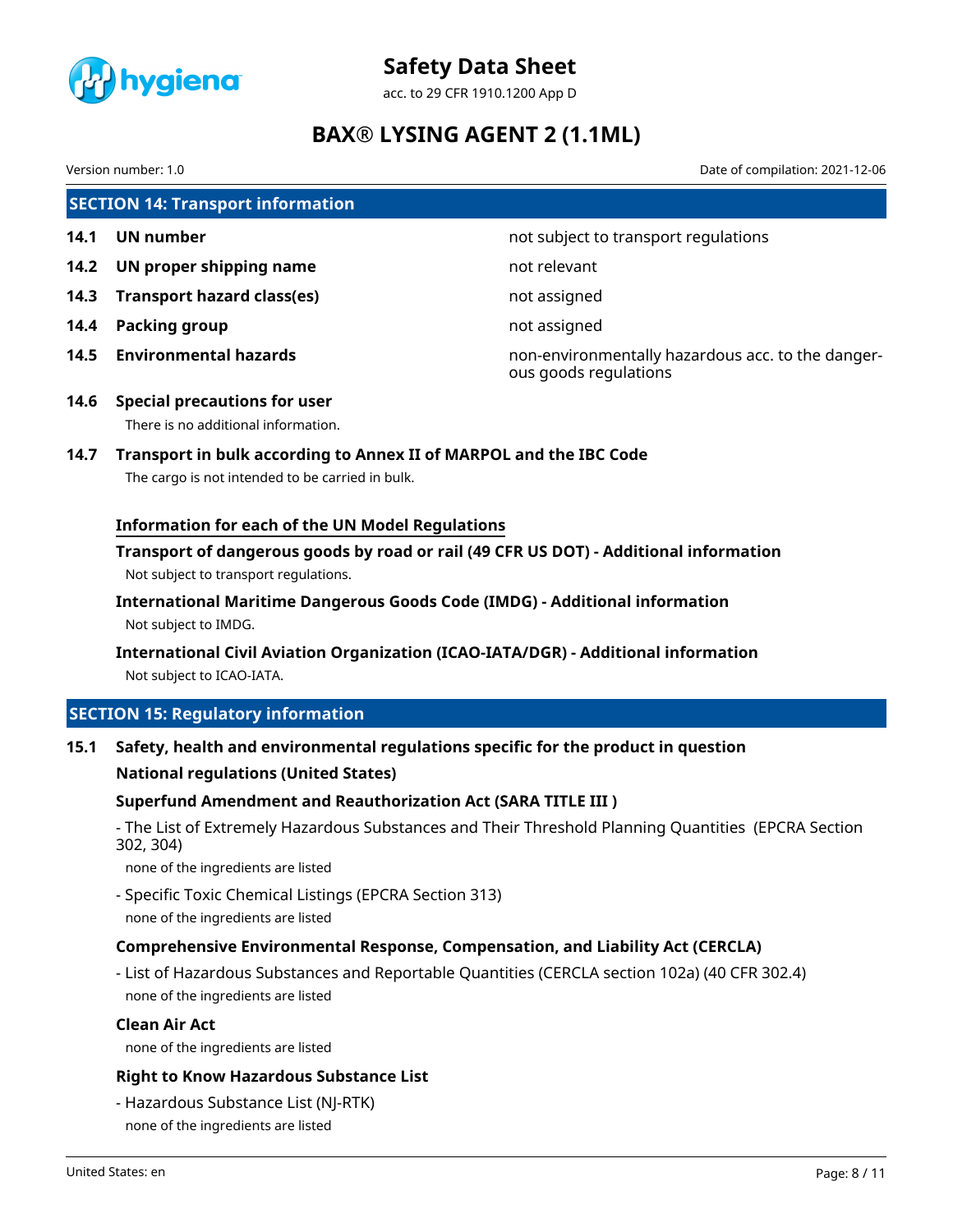## SECTION 14: Transport information

| | | |
|---|---|---|
| **14.1** | **UN number** | not subject to transport regulations |
| **14.2** | **UN proper shipping name** | not relevant |
| **14.3** | **Transport hazard class(es)** | not assigned |
| **14.4** | **Packing group** | not assigned |
| **14.5** | **Environmental hazards** | non-environmentally hazardous acc. to the dangerous goods regulations |

**14.6 Special precautions for user**

There is no additional information.

**14.7 Transport in bulk according to Annex II of MARPOL and the IBC Code**

The cargo is not intended to be carried in bulk.

**Information for each of the UN Model Regulations**

**Transport of dangerous goods by road or rail (49 CFR US DOT) - Additional information**

Not subject to transport regulations.

**International Maritime Dangerous Goods Code (IMDG) - Additional information**

Not subject to IMDG.

**International Civil Aviation Organization (ICAO-IATA/DGR) - Additional information**

Not subject to ICAO-IATA.

## SECTION 15: Regulatory information

**15.1 Safety, health and environmental regulations specific for the product in question**

**National regulations (United States)**

**Superfund Amendment and Reauthorization Act (SARA TITLE III )**

- The List of Extremely Hazardous Substances and Their Threshold Planning Quantities (EPCRA Section 302, 304)

none of the ingredients are listed

- Specific Toxic Chemical Listings (EPCRA Section 313)

none of the ingredients are listed

**Comprehensive Environmental Response, Compensation, and Liability Act (CERCLA)**

- List of Hazardous Substances and Reportable Quantities (CERCLA section 102a) (40 CFR 302.4)

none of the ingredients are listed

**Clean Air Act**

none of the ingredients are listed

**Right to Know Hazardous Substance List**

- Hazardous Substance List (NJ-RTK)

none of the ingredients are listed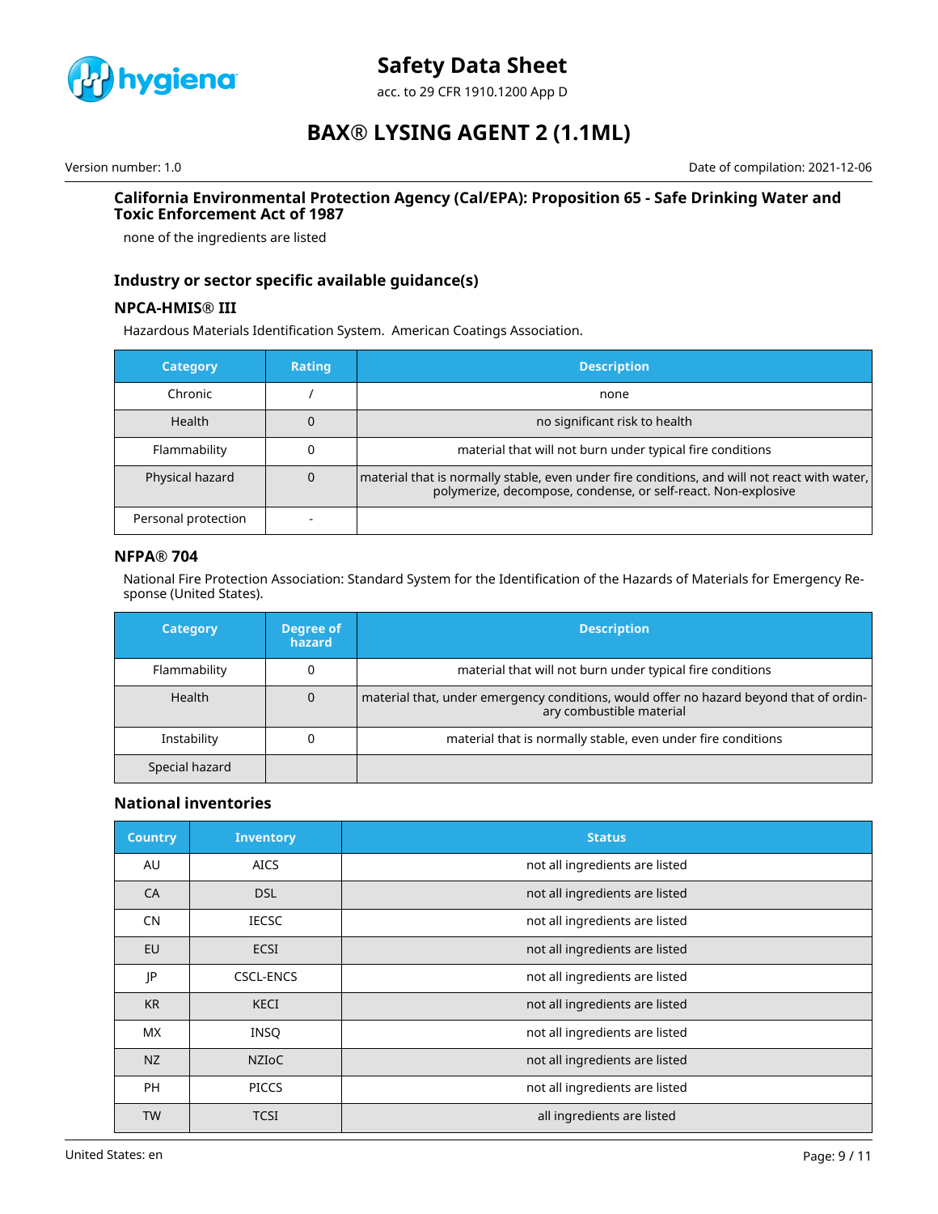### California Environmental Protection Agency (Cal/EPA): Proposition 65 - Safe Drinking Water and Toxic Enforcement Act of 1987

none of the ingredients are listed

### Industry or sector specific available guidance(s)

#### NPCA-HMIS® III

Hazardous Materials Identification System. American Coatings Association.

| Category | Rating | Description |
|---|---|---|
| Chronic | / | none |
| Health | 0 | no significant risk to health |
| Flammability | 0 | material that will not burn under typical fire conditions |
| Physical hazard | 0 | material that is normally stable, even under fire conditions, and will not react with water, polymerize, decompose, condense, or self-react. Non-explosive |
| Personal protection | - | |

#### NFPA® 704

National Fire Protection Association: Standard System for the Identification of the Hazards of Materials for Emergency Response (United States).

| Category | Degree of hazard | Description |
|---|---|---|
| Flammability | 0 | material that will not burn under typical fire conditions |
| Health | 0 | material that, under emergency conditions, would offer no hazard beyond that of ordinary combustible material |
| Instability | 0 | material that is normally stable, even under fire conditions |
| Special hazard | | |

### National inventories

| Country | Inventory | Status |
|---|---|---|
| AU | AICS | not all ingredients are listed |
| CA | DSL | not all ingredients are listed |
| CN | IECSC | not all ingredients are listed |
| EU | ECSI | not all ingredients are listed |
| JP | CSCL-ENCS | not all ingredients are listed |
| KR | KECI | not all ingredients are listed |
| MX | INSQ | not all ingredients are listed |
| NZ | NZIoC | not all ingredients are listed |
| PH | PICCS | not all ingredients are listed |
| TW | TCSI | all ingredients are listed |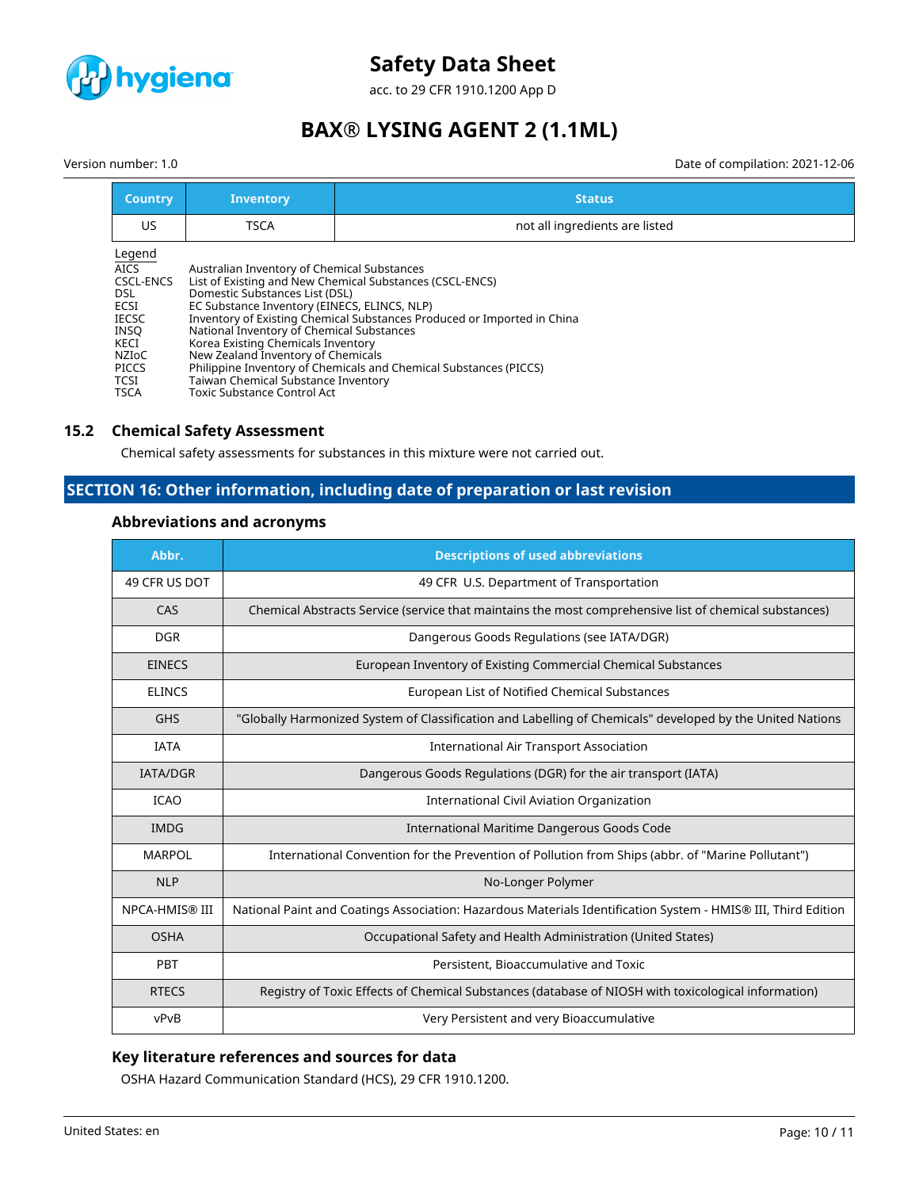| Country | Inventory | Status |
|---|---|---|
| US | TSCA | not all ingredients are listed |

Legend

| | |
|---|---|
| AICS | Australian Inventory of Chemical Substances |
| CSCL-ENCS | List of Existing and New Chemical Substances (CSCL-ENCS) |
| DSL | Domestic Substances List (DSL) |
| ECSI | EC Substance Inventory (EINECS, ELINCS, NLP) |
| IECSC | Inventory of Existing Chemical Substances Produced or Imported in China |
| INSQ | National Inventory of Chemical Substances |
| KECI | Korea Existing Chemicals Inventory |
| NZIoC | New Zealand Inventory of Chemicals |
| PICCS | Philippine Inventory of Chemicals and Chemical Substances (PICCS) |
| TCSI | Taiwan Chemical Substance Inventory |
| TSCA | Toxic Substance Control Act |

## 15.2 Chemical Safety Assessment

Chemical safety assessments for substances in this mixture were not carried out.

# SECTION 16: Other information, including date of preparation or last revision

### Abbreviations and acronyms

| Abbr. | Descriptions of used abbreviations |
|---|---|
| 49 CFR US DOT | 49 CFR U.S. Department of Transportation |
| CAS | Chemical Abstracts Service (service that maintains the most comprehensive list of chemical substances) |
| DGR | Dangerous Goods Regulations (see IATA/DGR) |
| EINECS | European Inventory of Existing Commercial Chemical Substances |
| ELINCS | European List of Notified Chemical Substances |
| GHS | "Globally Harmonized System of Classification and Labelling of Chemicals" developed by the United Nations |
| IATA | International Air Transport Association |
| IATA/DGR | Dangerous Goods Regulations (DGR) for the air transport (IATA) |
| ICAO | International Civil Aviation Organization |
| IMDG | International Maritime Dangerous Goods Code |
| MARPOL | International Convention for the Prevention of Pollution from Ships (abbr. of "Marine Pollutant") |
| NLP | No-Longer Polymer |
| NPCA-HMIS® III | National Paint and Coatings Association: Hazardous Materials Identification System - HMIS® III, Third Edition |
| OSHA | Occupational Safety and Health Administration (United States) |
| PBT | Persistent, Bioaccumulative and Toxic |
| RTECS | Registry of Toxic Effects of Chemical Substances (database of NIOSH with toxicological information) |
| vPvB | Very Persistent and very Bioaccumulative |

### Key literature references and sources for data

OSHA Hazard Communication Standard (HCS), 29 CFR 1910.1200.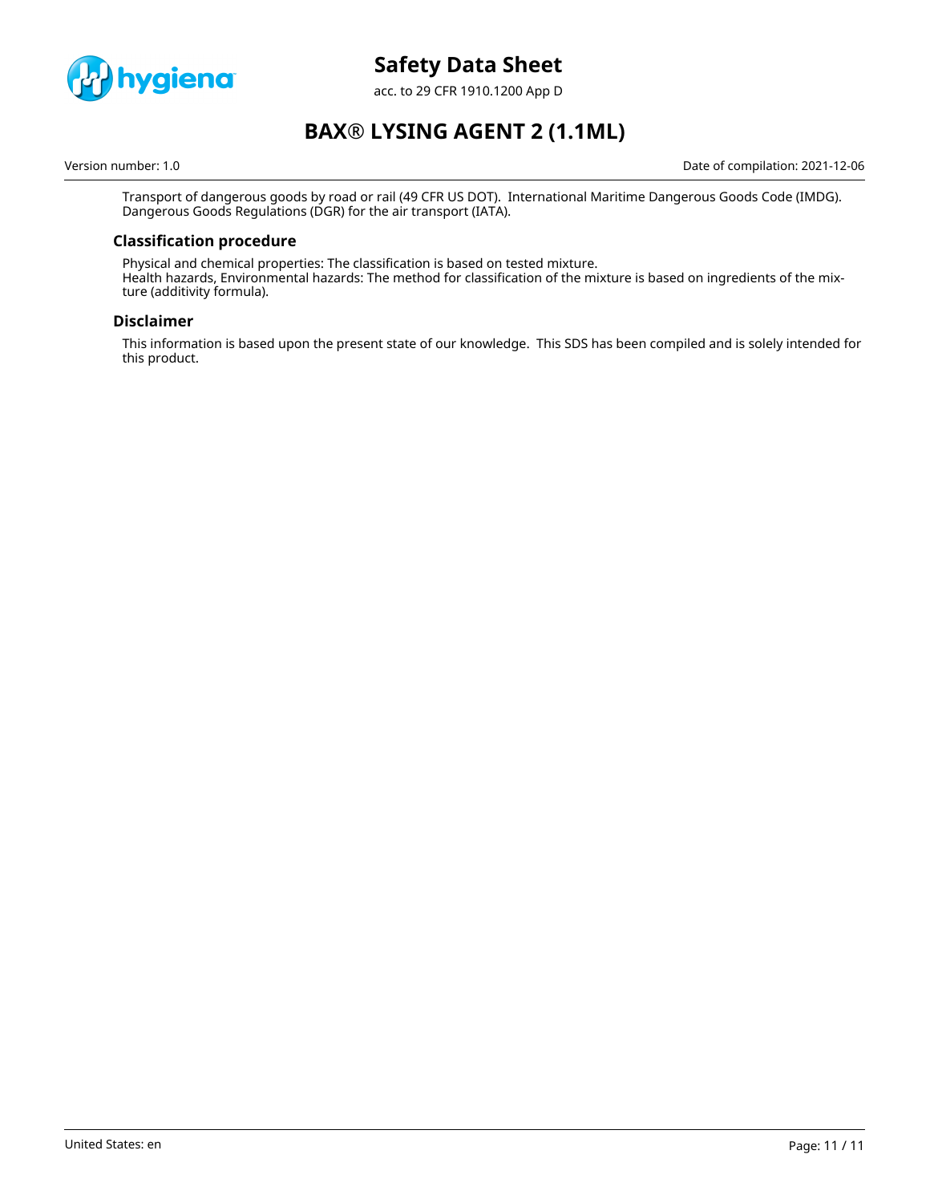Transport of dangerous goods by road or rail (49 CFR US DOT). International Maritime Dangerous Goods Code (IMDG). Dangerous Goods Regulations (DGR) for the air transport (IATA).

### Classification procedure

Physical and chemical properties: The classification is based on tested mixture.
Health hazards, Environmental hazards: The method for classification of the mixture is based on ingredients of the mixture (additivity formula).

### Disclaimer

This information is based upon the present state of our knowledge. This SDS has been compiled and is solely intended for this product.